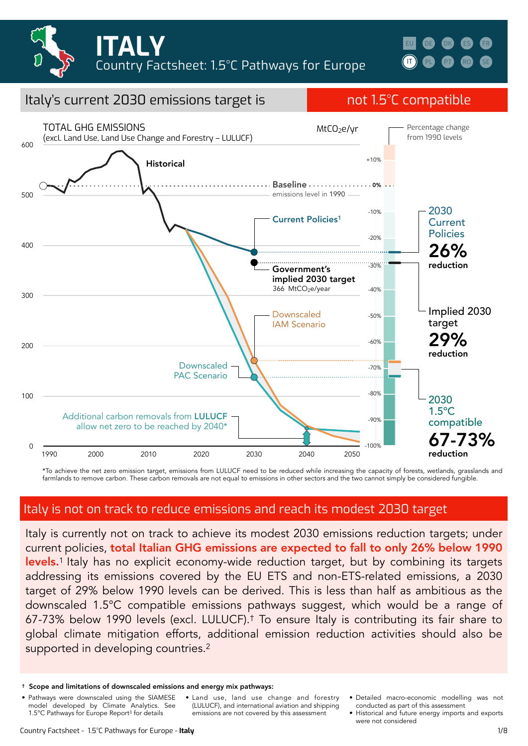# ITALY

Country Factsheet: 1.5°C Pathways for Europe

## Italy's current 2030 emissions target is not 1.5°C compatible

TOTAL GHG EMISSIONS (excl. Land Use, Land Use Change and Forestry – LULUCF) — $MtCO_2e/yr$

Percentage change from 1990 levels

- Historical
- Baseline emissions level in 1990
- Current Policies[1]
- Government's implied 2030 target: 366 $MtCO_2e$/year
- Downscaled IAM Scenario
- Downscaled PAC Scenario
- Additional carbon removals from **LULUCF** allow net zero to be reached by 2040*

**2030 Current Policies: 26% reduction**

**Implied 2030 target: 29% reduction**

**2030 1.5°C compatible: 67-73% reduction**

*To achieve the net zero emission target, emissions from LULUCF need to be reduced while increasing the capacity of forests, wetlands, grasslands and farmlands to remove carbon. These carbon removals are not equal to emissions in other sectors and the two cannot simply be considered fungible.

## Italy is not on track to reduce emissions and reach its modest 2030 target

Italy is currently not on track to achieve its modest 2030 emissions reduction targets; under current policies, **total Italian GHG emissions are expected to fall to only 26% below 1990 levels.**[1] Italy has no explicit economy-wide reduction target, but by combining its targets addressing its emissions covered by the EU ETS and non-ETS-related emissions, a 2030 target of 29% below 1990 levels can be derived. This is less than half as ambitious as the downscaled 1.5°C compatible emissions pathways suggest, which would be a range of 67-73% below 1990 levels (excl. LULUCF).† To ensure Italy is contributing its fair share to global climate mitigation efforts, additional emission reduction activities should also be supported in developing countries.[2]

† **Scope and limitations of downscaled emissions and energy mix pathways:**

- Pathways were downscaled using the SIAMESE model developed by Climate Analytics. See 1.5°C Pathways for Europe Report[3] for details
- Land use, land use change and forestry (LULUCF), and international aviation and shipping emissions are not covered by this assessment
- Detailed macro-economic modelling was not conducted as part of this assessment
- Historical and future energy imports and exports were not considered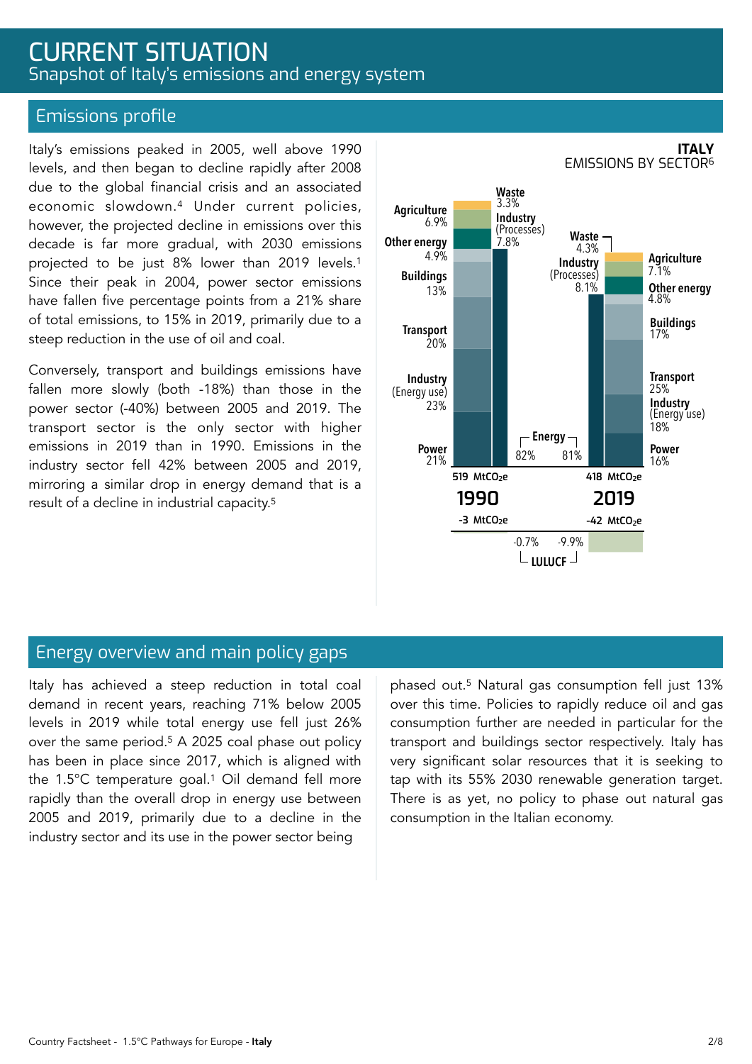# CURRENT SITUATION

## Snapshot of Italy's emissions and energy system

### Emissions profile

Italy's emissions peaked in 2005, well above 1990 levels, and then began to decline rapidly after 2008 due to the global financial crisis and an associated economic slowdown.[4] Under current policies, however, the projected decline in emissions over this decade is far more gradual, with 2030 emissions projected to be just 8% lower than 2019 levels.[1] Since their peak in 2004, power sector emissions have fallen five percentage points from a 21% share of total emissions, to 15% in 2019, primarily due to a steep reduction in the use of oil and coal.

Conversely, transport and buildings emissions have fallen more slowly (both -18%) than those in the power sector (-40%) between 2005 and 2019. The transport sector is the only sector with higher emissions in 2019 than in 1990. Emissions in the industry sector fell 42% between 2005 and 2019, mirroring a similar drop in energy demand that is a result of a decline in industrial capacity.[5]

**ITALY**
EMISSIONS BY SECTOR[6]

| Sector | 1990 | 2019 |
| --- | --- | --- |
| Waste | 3.3% | 4.3% |
| Agriculture | 6.9% | 7.1% |
| Industry (Processes) | 7.8% | 8.1% |
| Other energy | 4.9% | 4.8% |
| Buildings | 13% | 17% |
| Transport | 20% | 25% |
| Industry (Energy use) | 23% | 18% |
| Power | 21% | 16% |
| Energy (total) | 82% | 81% |
| Total emissions | 519 $MtCO_2e$ | 418 $MtCO_2e$ |
| LULUCF | -3 $MtCO_2e$ (-0.7%) | -42 $MtCO_2e$ (-9.9%) |

### Energy overview and main policy gaps

Italy has achieved a steep reduction in total coal demand in recent years, reaching 71% below 2005 levels in 2019 while total energy use fell just 26% over the same period.[5] A 2025 coal phase out policy has been in place since 2017, which is aligned with the 1.5°C temperature goal.[1] Oil demand fell more rapidly than the overall drop in energy use between 2005 and 2019, primarily due to a decline in the industry sector and its use in the power sector being phased out.[5] Natural gas consumption fell just 13% over this time. Policies to rapidly reduce oil and gas consumption further are needed in particular for the transport and buildings sector respectively. Italy has very significant solar resources that it is seeking to tap with its 55% 2030 renewable generation target. There is as yet, no policy to phase out natural gas consumption in the Italian economy.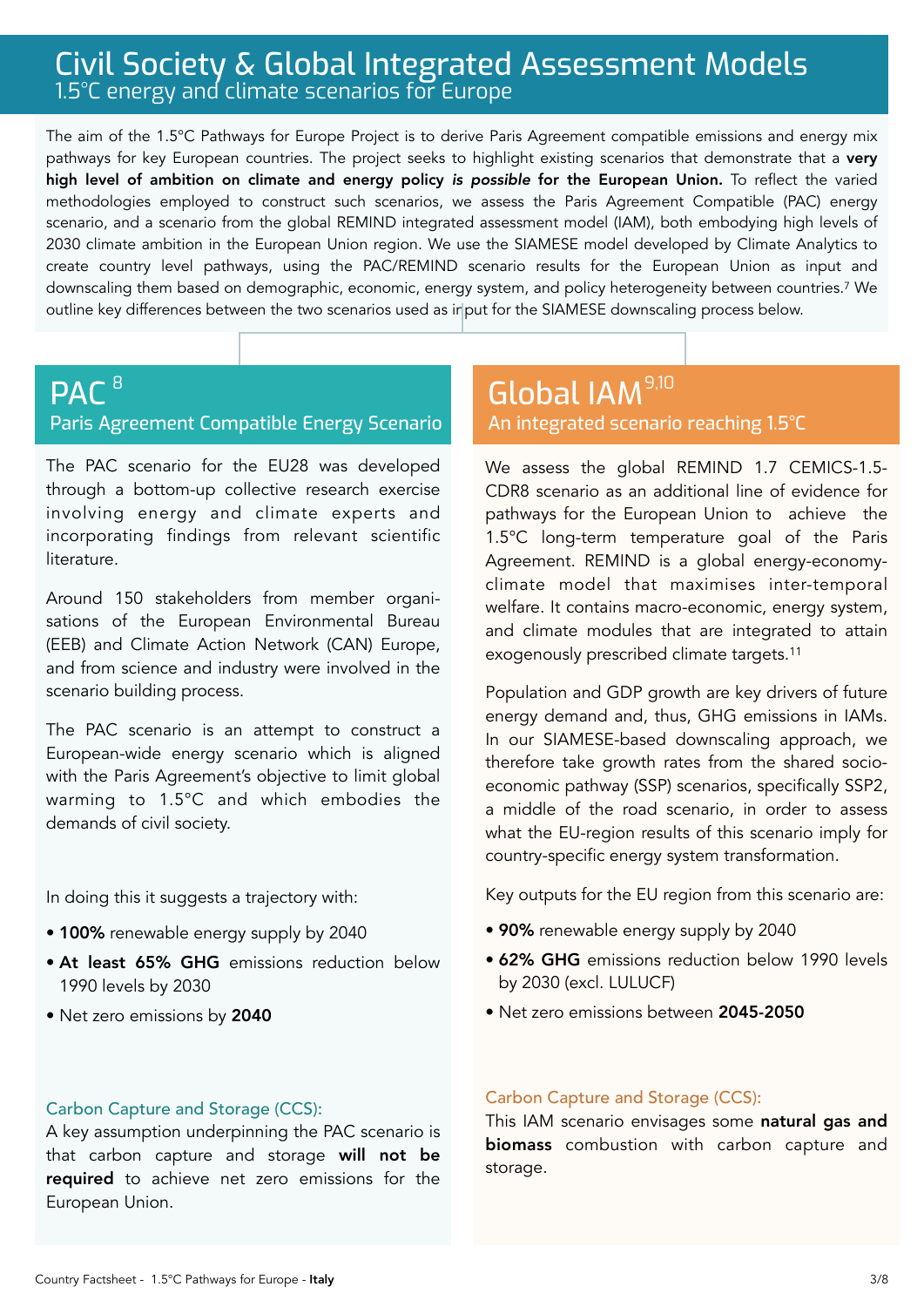# Civil Society & Global Integrated Assessment Models

## 1.5°C energy and climate scenarios for Europe

The aim of the 1.5°C Pathways for Europe Project is to derive Paris Agreement compatible emissions and energy mix pathways for key European countries. The project seeks to highlight existing scenarios that demonstrate that a **very high level of ambition on climate and energy policy *is possible* for the European Union.** To reflect the varied methodologies employed to construct such scenarios, we assess the Paris Agreement Compatible (PAC) energy scenario, and a scenario from the global REMIND integrated assessment model (IAM), both embodying high levels of 2030 climate ambition in the European Union region. We use the SIAMESE model developed by Climate Analytics to create country level pathways, using the PAC/REMIND scenario results for the European Union as input and downscaling them based on demographic, economic, energy system, and policy heterogeneity between countries.[7] We outline key differences between the two scenarios used as input for the SIAMESE downscaling process below.

## PAC [8]

### Paris Agreement Compatible Energy Scenario

The PAC scenario for the EU28 was developed through a bottom-up collective research exercise involving energy and climate experts and incorporating findings from relevant scientific literature.

Around 150 stakeholders from member organisations of the European Environmental Bureau (EEB) and Climate Action Network (CAN) Europe, and from science and industry were involved in the scenario building process.

The PAC scenario is an attempt to construct a European-wide energy scenario which is aligned with the Paris Agreement's objective to limit global warming to 1.5°C and which embodies the demands of civil society.

In doing this it suggests a trajectory with:

- **100%** renewable energy supply by 2040
- **At least 65% GHG** emissions reduction below 1990 levels by 2030
- Net zero emissions by **2040**

#### Carbon Capture and Storage (CCS):

A key assumption underpinning the PAC scenario is that carbon capture and storage **will not be required** to achieve net zero emissions for the European Union.

## Global IAM [9,10]

### An integrated scenario reaching 1.5°C

We assess the global REMIND 1.7 CEMICS-1.5-CDR8 scenario as an additional line of evidence for pathways for the European Union to achieve the 1.5°C long-term temperature goal of the Paris Agreement. REMIND is a global energy-economy-climate model that maximises inter-temporal welfare. It contains macro-economic, energy system, and climate modules that are integrated to attain exogenously prescribed climate targets.[11]

Population and GDP growth are key drivers of future energy demand and, thus, GHG emissions in IAMs. In our SIAMESE-based downscaling approach, we therefore take growth rates from the shared socio-economic pathway (SSP) scenarios, specifically SSP2, a middle of the road scenario, in order to assess what the EU-region results of this scenario imply for country-specific energy system transformation.

Key outputs for the EU region from this scenario are:

- **90%** renewable energy supply by 2040
- **62% GHG** emissions reduction below 1990 levels by 2030 (excl. LULUCF)
- Net zero emissions between **2045-2050**

#### Carbon Capture and Storage (CCS):

This IAM scenario envisages some **natural gas and biomass** combustion with carbon capture and storage.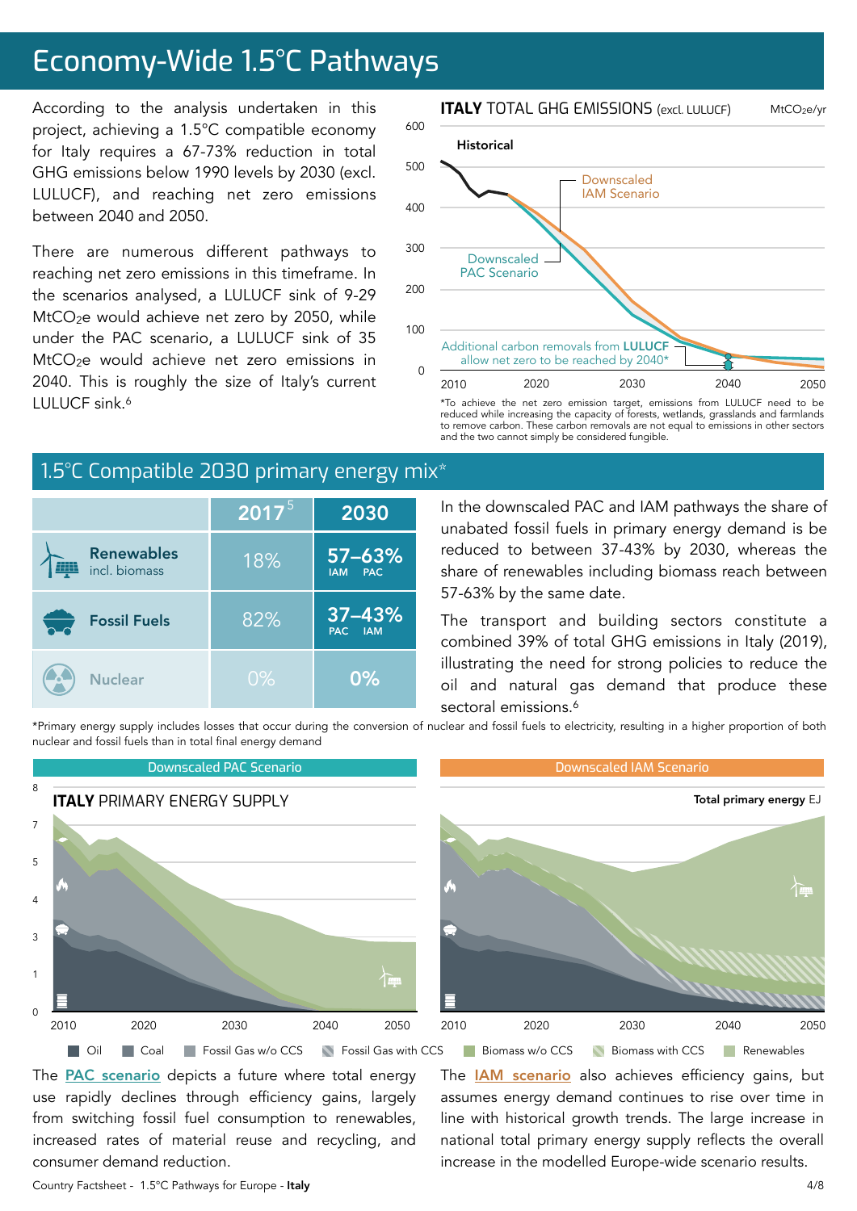# Economy-Wide 1.5°C Pathways

According to the analysis undertaken in this project, achieving a 1.5°C compatible economy for Italy requires a 67-73% reduction in total GHG emissions below 1990 levels by 2030 (excl. LULUCF), and reaching net zero emissions between 2040 and 2050.

There are numerous different pathways to reaching net zero emissions in this timeframe. In the scenarios analysed, a LULUCF sink of 9-29 $MtCO_2e$ would achieve net zero by 2050, while under the PAC scenario, a LULUCF sink of 35 $MtCO_2e$ would achieve net zero emissions in 2040. This is roughly the size of Italy's current LULUCF sink.[6]

**ITALY** TOTAL GHG EMISSIONS (excl. LULUCF) $MtCO_2e$/yr

*To achieve the net zero emission target, emissions from LULUCF need to be reduced while increasing the capacity of forests, wetlands, grasslands and farmlands to remove carbon. These carbon removals are not equal to emissions in other sectors and the two cannot simply be considered fungible.

## 1.5°C Compatible 2030 primary energy mix*

| | 2017[5] | 2030 |
|---|---|---|
| **Renewables** incl. biomass | 18% | 57–63% (IAM – PAC) |
| **Fossil Fuels** | 82% | 37–43% (PAC – IAM) |
| **Nuclear** | 0% | 0% |

In the downscaled PAC and IAM pathways the share of unabated fossil fuels in primary energy demand is be reduced to between 37-43% by 2030, whereas the share of renewables including biomass reach between 57-63% by the same date.

The transport and building sectors constitute a combined 39% of total GHG emissions in Italy (2019), illustrating the need for strong policies to reduce the oil and natural gas demand that produce these sectoral emissions.[6]

*Primary energy supply includes losses that occur during the conversion of nuclear and fossil fuels to electricity, resulting in a higher proportion of both nuclear and fossil fuels than in total final energy demand

**ITALY** PRIMARY ENERGY SUPPLY — Downscaled PAC Scenario / Downscaled IAM Scenario (Total primary energy EJ)

The PAC scenario depicts a future where total energy use rapidly declines through efficiency gains, largely from switching fossil fuel consumption to renewables, increased rates of material reuse and recycling, and consumer demand reduction.

The IAM scenario also achieves efficiency gains, but assumes energy demand continues to rise over time in line with historical growth trends. The large increase in national total primary energy supply reflects the overall increase in the modelled Europe-wide scenario results.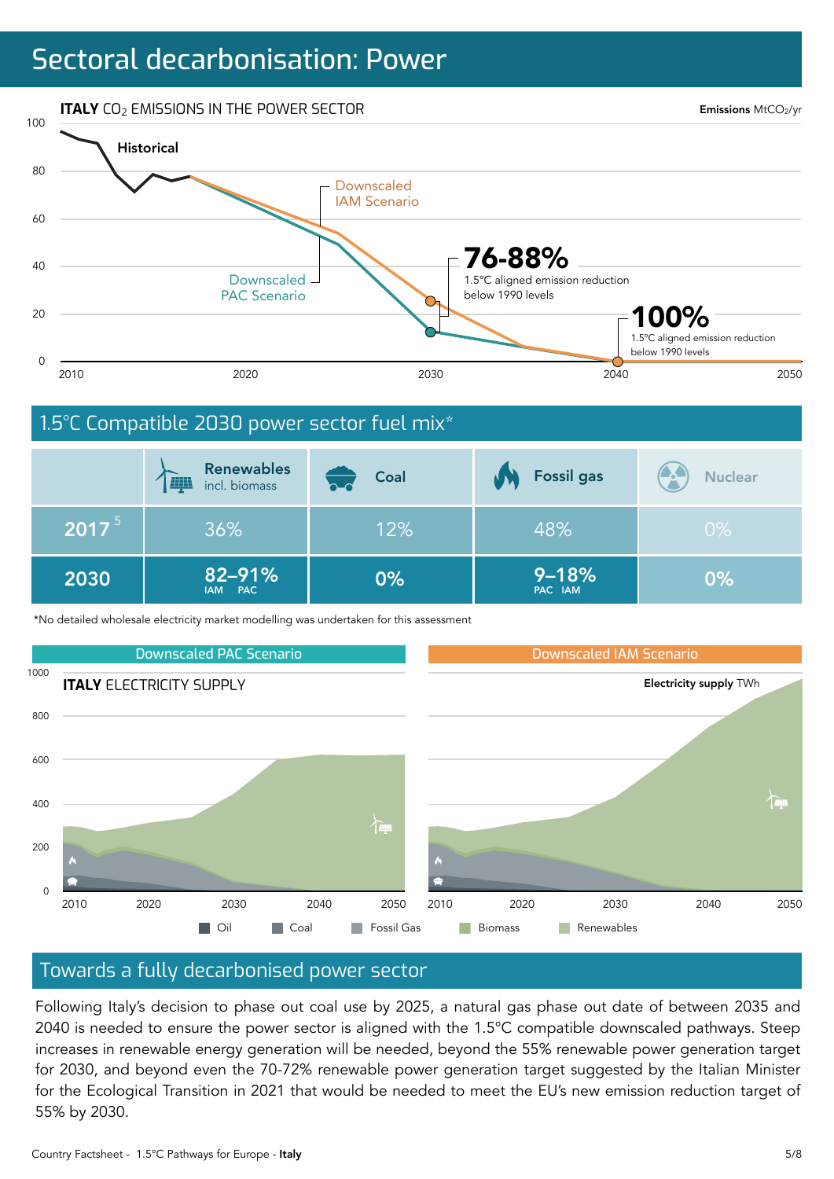# Sectoral decarbonisation: Power

**ITALY** $CO_2$ EMISSIONS IN THE POWER SECTOR

**Emissions** $MtCO_2$/yr

Historical

Downscaled IAM Scenario

Downscaled PAC Scenario

**76-88%**
1.5°C aligned emission reduction below 1990 levels

**100%**
1.5°C aligned emission reduction below 1990 levels

## 1.5°C Compatible 2030 power sector fuel mix*

| | Renewables incl. biomass | Coal | Fossil gas | Nuclear |
|---|---|---|---|---|
| 2017 [5] | 36% | 12% | 48% | 0% |
| 2030 | 82–91% (IAM – PAC) | 0% | 9–18% (PAC – IAM) | 0% |

*No detailed wholesale electricity market modelling was undertaken for this assessment

Downscaled PAC Scenario | Downscaled IAM Scenario

**ITALY** ELECTRICITY SUPPLY

**Electricity supply** TWh

Oil | Coal | Fossil Gas | Biomass | Renewables

## Towards a fully decarbonised power sector

Following Italy's decision to phase out coal use by 2025, a natural gas phase out date of between 2035 and 2040 is needed to ensure the power sector is aligned with the 1.5°C compatible downscaled pathways. Steep increases in renewable energy generation will be needed, beyond the 55% renewable power generation target for 2030, and beyond even the 70-72% renewable power generation target suggested by the Italian Minister for the Ecological Transition in 2021 that would be needed to meet the EU's new emission reduction target of 55% by 2030.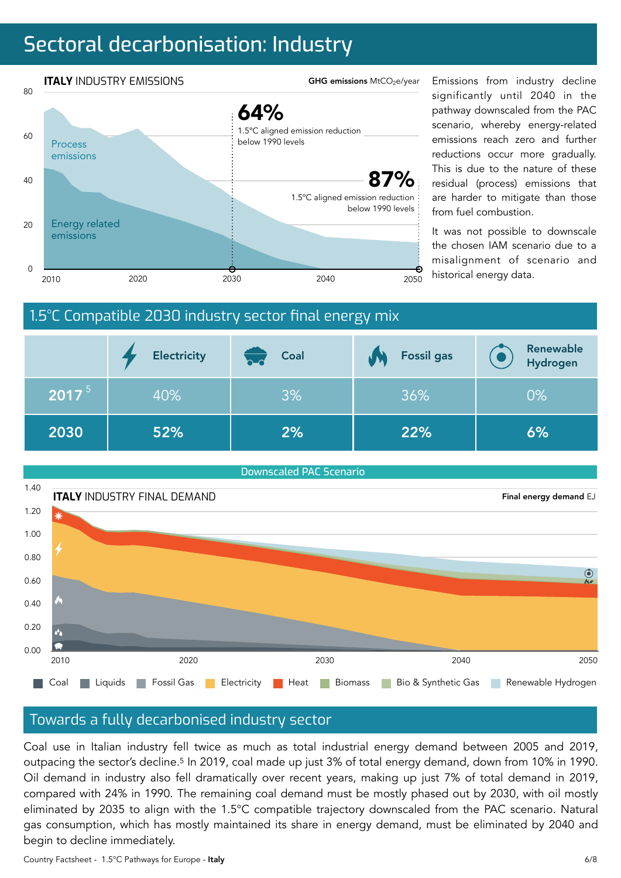# Sectoral decarbonisation: Industry

**ITALY** INDUSTRY EMISSIONS

**GHG emissions** $MtCO_2e$/year

**64%** 1.5°C aligned emission reduction below 1990 levels

**87%** 1.5°C aligned emission reduction below 1990 levels

Process emissions

Energy related emissions

Emissions from industry decline significantly until 2040 in the pathway downscaled from the PAC scenario, whereby energy-related emissions reach zero and further reductions occur more gradually. This is due to the nature of these residual (process) emissions that are harder to mitigate than those from fuel combustion.

It was not possible to downscale the chosen IAM scenario due to a misalignment of scenario and historical energy data.

## 1.5°C Compatible 2030 industry sector final energy mix

| | Electricity | Coal | Fossil gas | Renewable Hydrogen |
|---|---|---|---|---|
| 2017[5] | 40% | 3% | 36% | 0% |
| **2030** | **52%** | **2%** | **22%** | **6%** |

Downscaled PAC Scenario

**ITALY** INDUSTRY FINAL DEMAND

**Final energy demand** EJ

Coal | Liquids | Fossil Gas | Electricity | Heat | Biomass | Bio & Synthetic Gas | Renewable Hydrogen

## Towards a fully decarbonised industry sector

Coal use in Italian industry fell twice as much as total industrial energy demand between 2005 and 2019, outpacing the sector's decline.[5] In 2019, coal made up just 3% of total energy demand, down from 10% in 1990. Oil demand in industry also fell dramatically over recent years, making up just 7% of total demand in 2019, compared with 24% in 1990. The remaining coal demand must be mostly phased out by 2030, with oil mostly eliminated by 2035 to align with the 1.5°C compatible trajectory downscaled from the PAC scenario. Natural gas consumption, which has mostly maintained its share in energy demand, must be eliminated by 2040 and begin to decline immediately.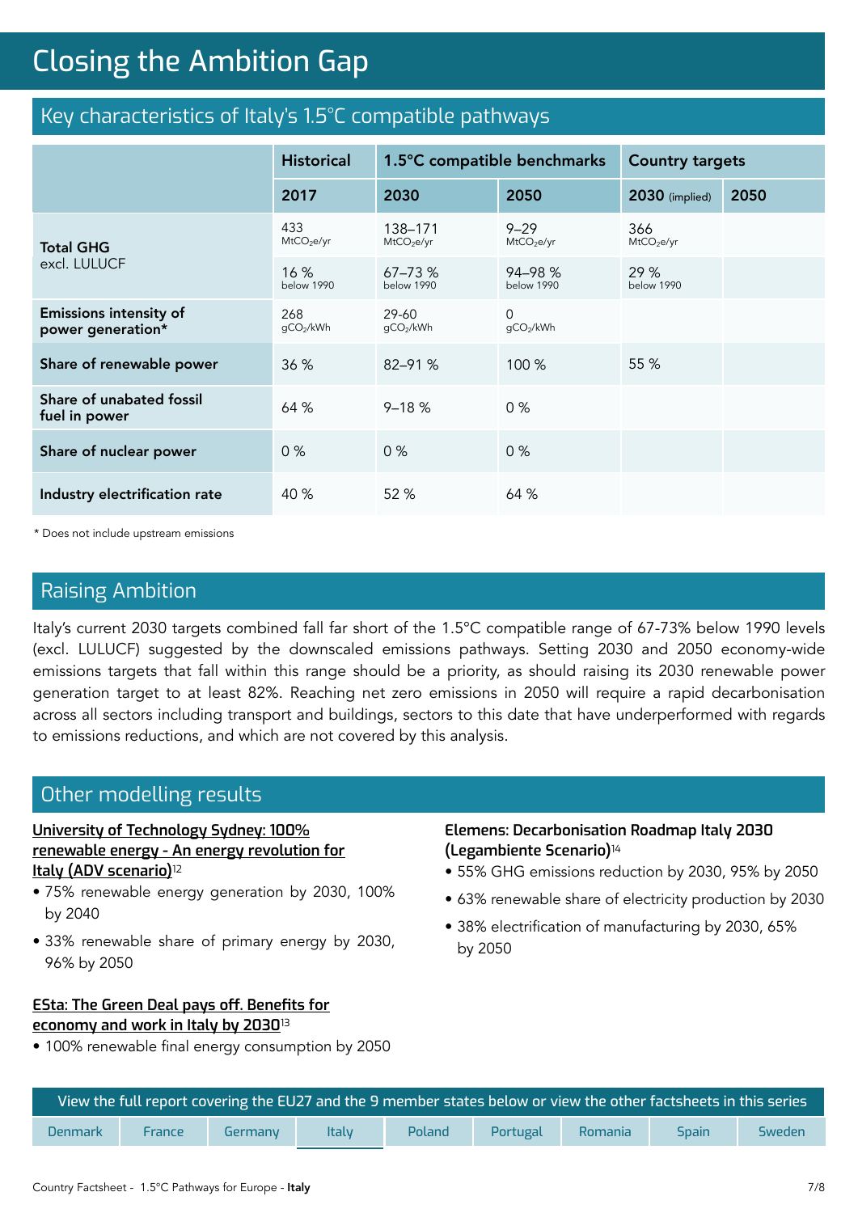# Closing the Ambition Gap

## Key characteristics of Italy's 1.5°C compatible pathways

| | Historical | 1.5°C compatible benchmarks | | Country targets | |
|---|---|---|---|---|---|
| | 2017 | 2030 | 2050 | 2030 (implied) | 2050 |
| **Total GHG** excl. LULUCF | 433 $MtCO_2e/yr$ | 138–171 $MtCO_2e/yr$ | 9–29 $MtCO_2e/yr$ | 366 $MtCO_2e/yr$ | |
| | 16 % below 1990 | 67–73 % below 1990 | 94–98 % below 1990 | 29 % below 1990 | |
| **Emissions intensity of power generation*** | 268 $gCO_2/kWh$ | 29-60 $gCO_2/kWh$ | 0 $gCO_2/kWh$ | | |
| **Share of renewable power** | 36 % | 82–91 % | 100 % | 55 % | |
| **Share of unabated fossil fuel in power** | 64 % | 9–18 % | 0 % | | |
| **Share of nuclear power** | 0 % | 0 % | 0 % | | |
| **Industry electrification rate** | 40 % | 52 % | 64 % | | |

* Does not include upstream emissions

## Raising Ambition

Italy's current 2030 targets combined fall far short of the 1.5°C compatible range of 67-73% below 1990 levels (excl. LULUCF) suggested by the downscaled emissions pathways. Setting 2030 and 2050 economy-wide emissions targets that fall within this range should be a priority, as should raising its 2030 renewable power generation target to at least 82%. Reaching net zero emissions in 2050 will require a rapid decarbonisation across all sectors including transport and buildings, sectors to this date that have underperformed with regards to emissions reductions, and which are not covered by this analysis.

## Other modelling results

**University of Technology Sydney: 100% renewable energy - An energy revolution for Italy (ADV scenario)**[12]

- 75% renewable energy generation by 2030, 100% by 2040
- 33% renewable share of primary energy by 2030, 96% by 2050

**ESta: The Green Deal pays off. Benefits for economy and work in Italy by 2030**[13]

- 100% renewable final energy consumption by 2050

**Elemens: Decarbonisation Roadmap Italy 2030 (Legambiente Scenario)**[14]

- 55% GHG emissions reduction by 2030, 95% by 2050
- 63% renewable share of electricity production by 2030
- 38% electrification of manufacturing by 2030, 65% by 2050

View the full report covering the EU27 and the 9 member states below or view the other factsheets in this series

Denmark | France | Germany | Italy | Poland | Portugal | Romania | Spain | Sweden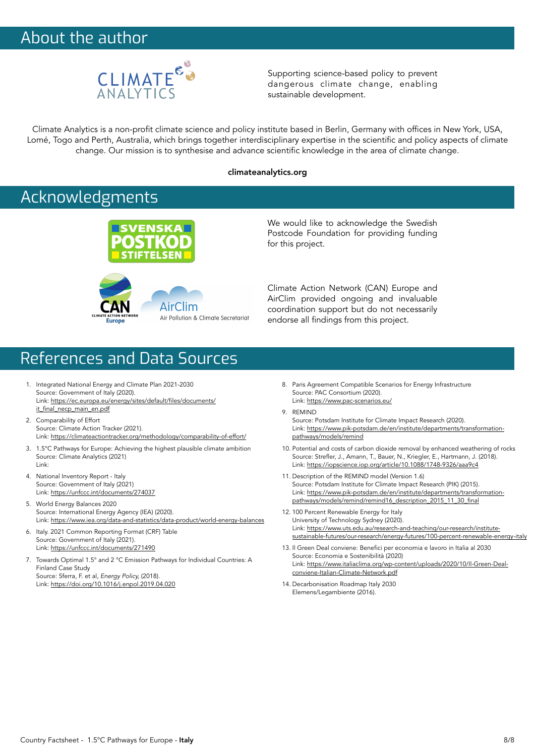## About the author

Supporting science-based policy to prevent dangerous climate change, enabling sustainable development.

Climate Analytics is a non-profit climate science and policy institute based in Berlin, Germany with offices in New York, USA, Lomé, Togo and Perth, Australia, which brings together interdisciplinary expertise in the scientific and policy aspects of climate change. Our mission is to synthesise and advance scientific knowledge in the area of climate change.

**climateanalytics.org**

## Acknowledgments

We would like to acknowledge the Swedish Postcode Foundation for providing funding for this project.

Climate Action Network (CAN) Europe and AirClim provided ongoing and invaluable coordination support but do not necessarily endorse all findings from this project.

## References and Data Sources

1. Integrated National Energy and Climate Plan 2021-2030
   Source: Government of Italy (2020).
   Link: https://ec.europa.eu/energy/sites/default/files/documents/it_final_necp_main_en.pdf
2. Comparability of Effort
   Source: Climate Action Tracker (2021).
   Link: https://climateactiontracker.org/methodology/comparability-of-effort/
3. 1.5°C Pathways for Europe: Achieving the highest plausible climate ambition
   Source: Climate Analytics (2021)
   Link:
4. National Inventory Report - Italy
   Source: Government of Italy (2021)
   Link: https://unfccc.int/documents/274037
5. World Energy Balances 2020
   Source: International Energy Agency (IEA) (2020).
   Link: https://www.iea.org/data-and-statistics/data-product/world-energy-balances
6. Italy. 2021 Common Reporting Format (CRF) Table
   Source: Government of Italy (2021).
   Link: https://unfccc.int/documents/271490
7. Towards Optimal 1.5° and 2 °C Emission Pathways for Individual Countries: A Finland Case Study
   Source: Sferra, F. et al, *Energy Policy*, (2018).
   Link: https://doi.org/10.1016/j.enpol.2019.04.020
8. Paris Agreement Compatible Scenarios for Energy Infrastructure
   Source: PAC Consortium (2020).
   Link: https://www.pac-scenarios.eu/
9. REMIND
   Source: Potsdam Institute for Climate Impact Research (2020).
   Link: https://www.pik-potsdam.de/en/institute/departments/transformation-pathways/models/remind
10. Potential and costs of carbon dioxide removal by enhanced weathering of rocks
    Source: Strefler, J., Amann, T., Bauer, N., Kriegler, E., Hartmann, J. (2018).
    Link: https://iopscience.iop.org/article/10.1088/1748-9326/aaa9c4
11. Description of the REMIND model (Version 1.6)
    Source: Potsdam Institute for Climate Impact Research (PIK) (2015).
    Link: https://www.pik-potsdam.de/en/institute/departments/transformation-pathways/models/remind/remind16_description_2015_11_30_final
12. 100 Percent Renewable Energy for Italy
    University of Technology Sydney (2020).
    Link: https://www.uts.edu.au/research-and-teaching/our-research/institute-sustainable-futures/our-research/energy-futures/100-percent-renewable-energy-italy
13. Il Green Deal conviene: Benefici per economia e lavoro in Italia al 2030
    Source: Economia e Sostenibilità (2020)
    Link: https://www.italiaclima.org/wp-content/uploads/2020/10/Il-Green-Deal-conviene-Italian-Climate-Network.pdf
14. Decarbonisation Roadmap Italy 2030
    Elemens/Legambiente (2016).